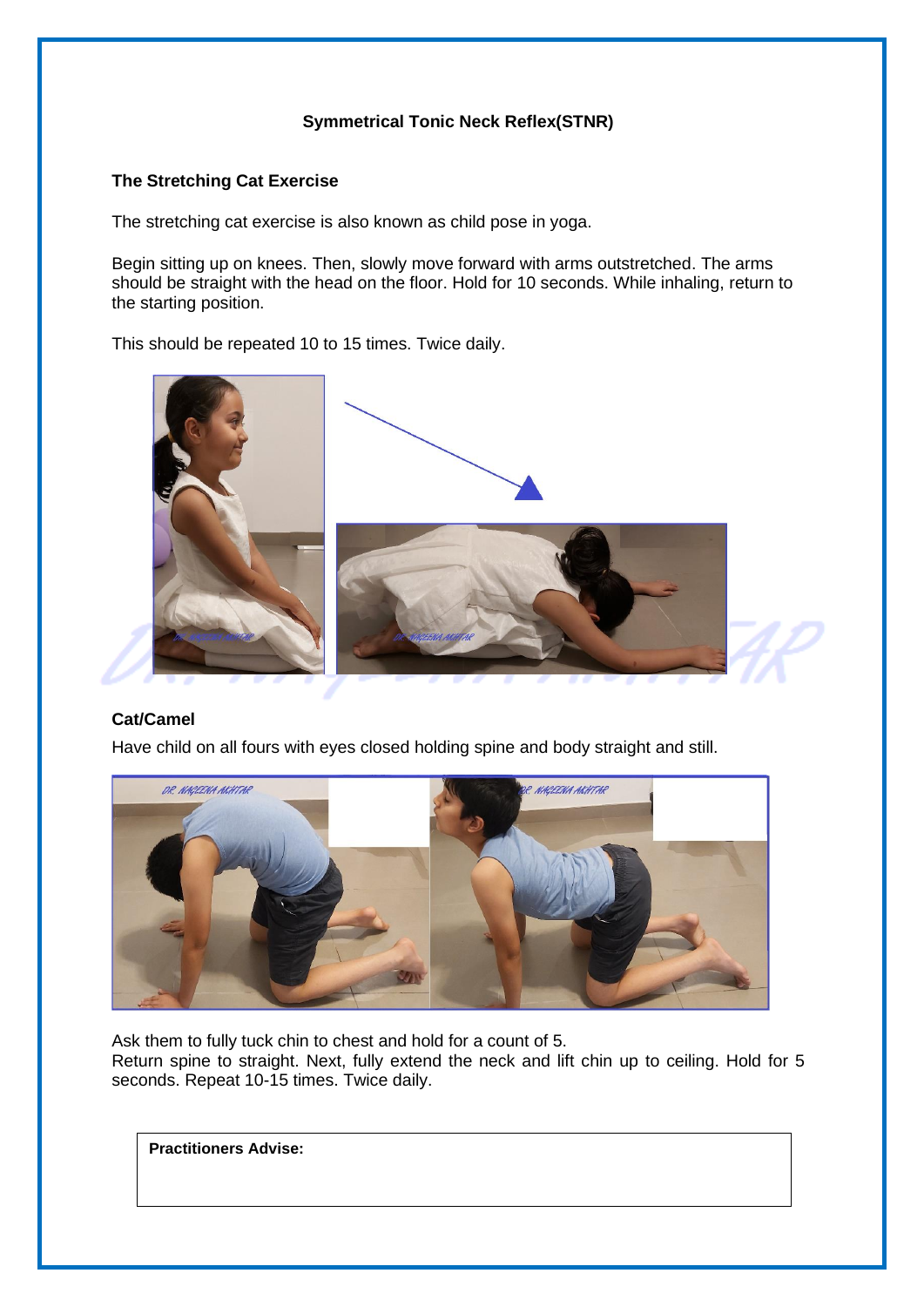## Symmetrical Tonic Neck Reflex(STNR)

### The Stretching Cat Exercise

The stretching cat exercise is also known as child pose in yoga.

Begin sitting up on knees. Then, slowly move forward with arms outstretched. The arms should be straight with the head on the floor. Hold for 10 seconds. While inhaling, return to the starting position.

This should be repeated 10 to 15 times. Twice daily.

### Cat/Camel

Have child on all fours with eyes closed holding spine and body straight and still.

Ask them to fully tuck chin to chest and hold for a count of 5.
Return spine to straight. Next, fully extend the neck and lift chin up to ceiling. Hold for 5 seconds. Repeat 10-15 times. Twice daily.

| **Practitioners Advise:** |
| --- |
| |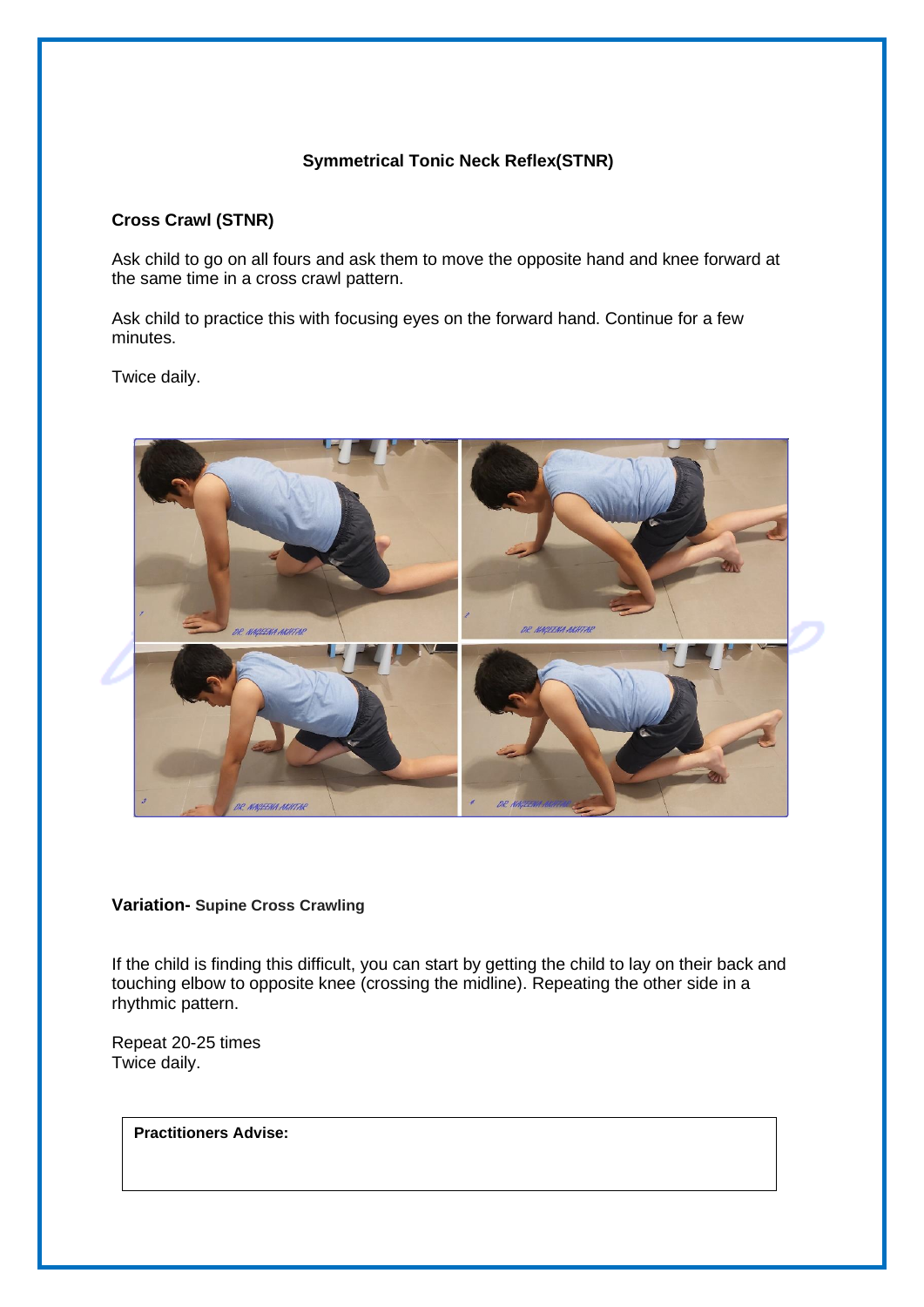## Symmetrical Tonic Neck Reflex(STNR)

### Cross Crawl (STNR)

Ask child to go on all fours and ask them to move the opposite hand and knee forward at the same time in a cross crawl pattern.

Ask child to practice this with focusing eyes on the forward hand. Continue for a few minutes.

Twice daily.

**Variation- Supine Cross Crawling**

If the child is finding this difficult, you can start by getting the child to lay on their back and touching elbow to opposite knee (crossing the midline). Repeating the other side in a rhythmic pattern.

Repeat 20-25 times
Twice daily.

| **Practitioners Advise:** |
| --- |
| |